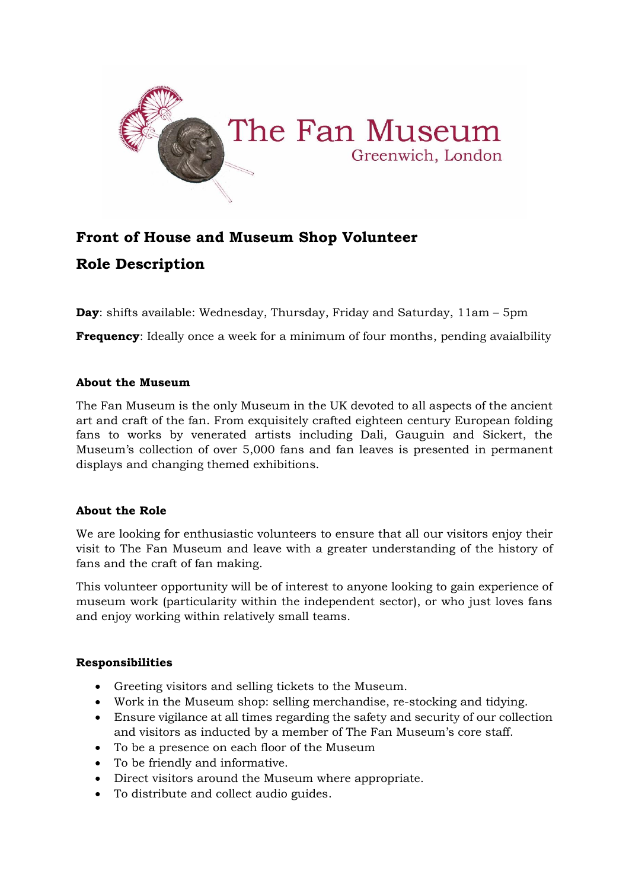The Fan Museum
Greenwich, London

## Front of House and Museum Shop Volunteer

## Role Description

**Day**: shifts available: Wednesday, Thursday, Friday and Saturday, 11am – 5pm

**Frequency**: Ideally once a week for a minimum of four months, pending avaialbility

### About the Museum

The Fan Museum is the only Museum in the UK devoted to all aspects of the ancient art and craft of the fan. From exquisitely crafted eighteen century European folding fans to works by venerated artists including Dali, Gauguin and Sickert, the Museum's collection of over 5,000 fans and fan leaves is presented in permanent displays and changing themed exhibitions.

### About the Role

We are looking for enthusiastic volunteers to ensure that all our visitors enjoy their visit to The Fan Museum and leave with a greater understanding of the history of fans and the craft of fan making.

This volunteer opportunity will be of interest to anyone looking to gain experience of museum work (particularity within the independent sector), or who just loves fans and enjoy working within relatively small teams.

### Responsibilities

- Greeting visitors and selling tickets to the Museum.
- Work in the Museum shop: selling merchandise, re-stocking and tidying.
- Ensure vigilance at all times regarding the safety and security of our collection and visitors as inducted by a member of The Fan Museum's core staff.
- To be a presence on each floor of the Museum
- To be friendly and informative.
- Direct visitors around the Museum where appropriate.
- To distribute and collect audio guides.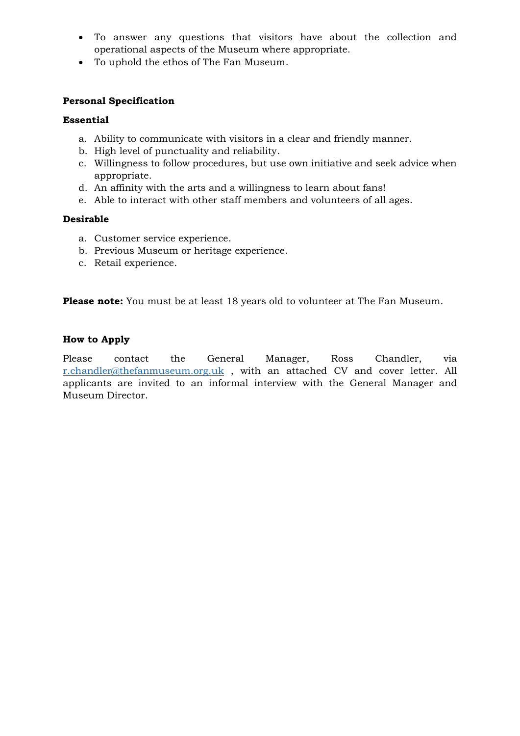- To answer any questions that visitors have about the collection and operational aspects of the Museum where appropriate.
- To uphold the ethos of The Fan Museum.

**Personal Specification**

**Essential**

a. Ability to communicate with visitors in a clear and friendly manner.
b. High level of punctuality and reliability.
c. Willingness to follow procedures, but use own initiative and seek advice when appropriate.
d. An affinity with the arts and a willingness to learn about fans!
e. Able to interact with other staff members and volunteers of all ages.

**Desirable**

a. Customer service experience.
b. Previous Museum or heritage experience.
c. Retail experience.

**Please note:** You must be at least 18 years old to volunteer at The Fan Museum.

**How to Apply**

Please contact the General Manager, Ross Chandler, via r.chandler@thefanmuseum.org.uk , with an attached CV and cover letter. All applicants are invited to an informal interview with the General Manager and Museum Director.